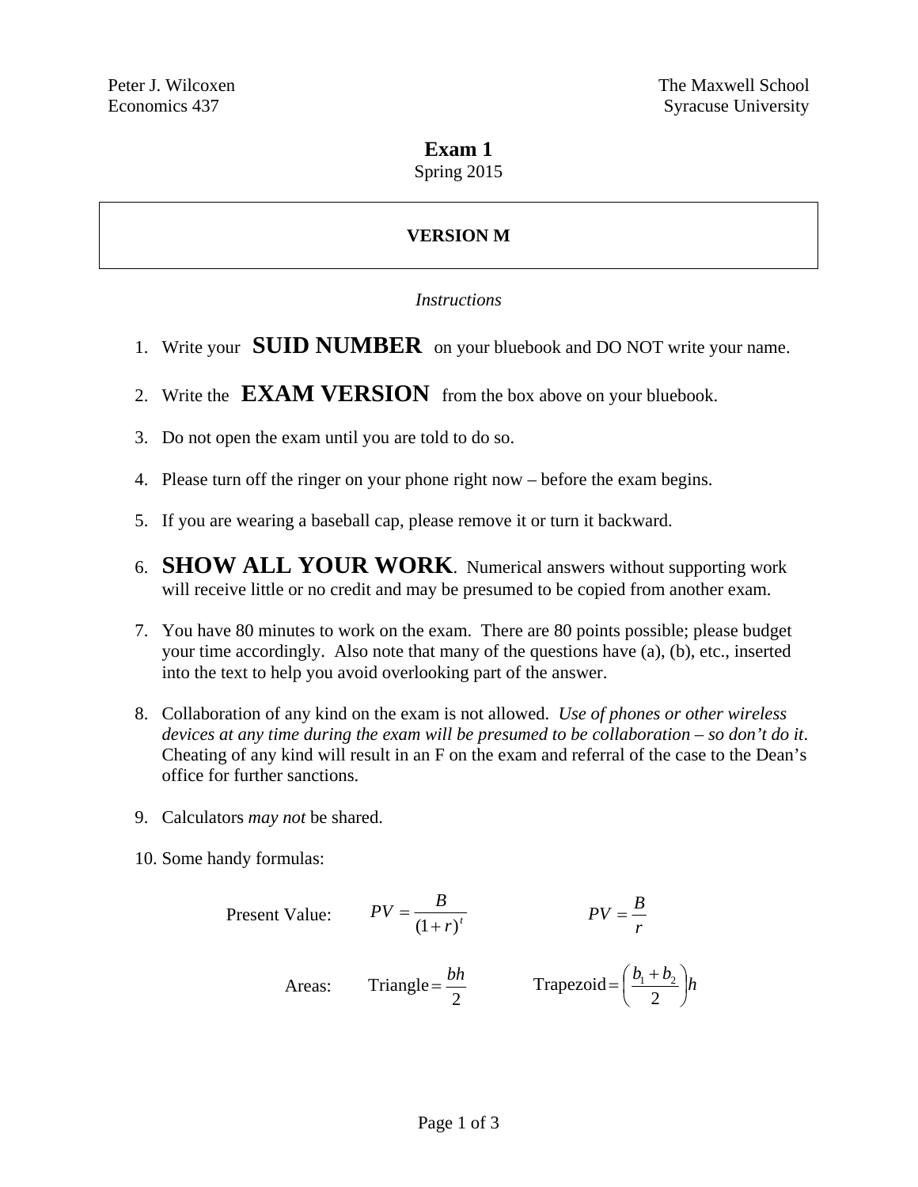Peter J. Wilcoxen
Economics 437

The Maxwell School
Syracuse University

# Exam 1

Spring 2015

**VERSION M**

*Instructions*

1. Write your **SUID NUMBER** on your bluebook and DO NOT write your name.

2. Write the **EXAM VERSION** from the box above on your bluebook.

3. Do not open the exam until you are told to do so.

4. Please turn off the ringer on your phone right now – before the exam begins.

5. If you are wearing a baseball cap, please remove it or turn it backward.

6. **SHOW ALL YOUR WORK**. Numerical answers without supporting work will receive little or no credit and may be presumed to be copied from another exam.

7. You have 80 minutes to work on the exam. There are 80 points possible; please budget your time accordingly. Also note that many of the questions have (a), (b), etc., inserted into the text to help you avoid overlooking part of the answer.

8. Collaboration of any kind on the exam is not allowed. *Use of phones or other wireless devices at any time during the exam will be presumed to be collaboration – so don't do it*. Cheating of any kind will result in an F on the exam and referral of the case to the Dean's office for further sanctions.

9. Calculators *may not* be shared.

10. Some handy formulas:

Present Value: $PV = \dfrac{B}{(1+r)^t}$ $\qquad PV = \dfrac{B}{r}$

Areas: $\text{Triangle} = \dfrac{bh}{2}$ $\qquad \text{Trapezoid} = \left(\dfrac{b_1 + b_2}{2}\right)h$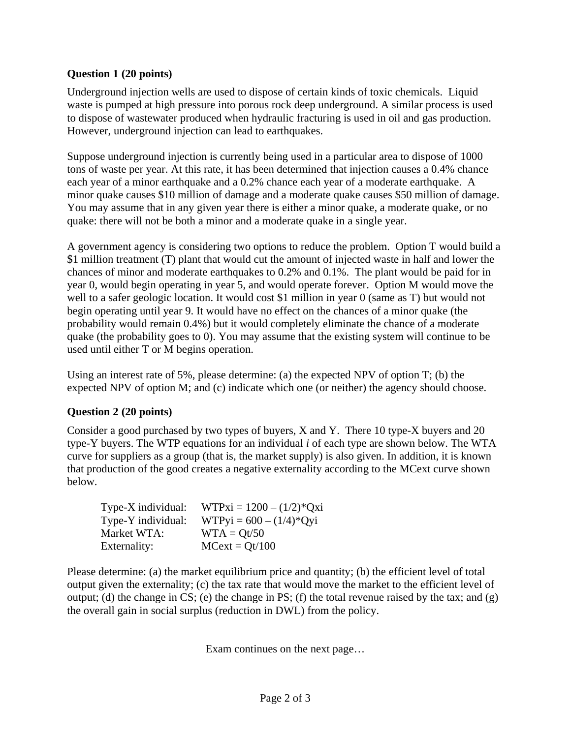**Question 1 (20 points)**

Underground injection wells are used to dispose of certain kinds of toxic chemicals. Liquid waste is pumped at high pressure into porous rock deep underground. A similar process is used to dispose of wastewater produced when hydraulic fracturing is used in oil and gas production. However, underground injection can lead to earthquakes.

Suppose underground injection is currently being used in a particular area to dispose of 1000 tons of waste per year. At this rate, it has been determined that injection causes a 0.4% chance each year of a minor earthquake and a 0.2% chance each year of a moderate earthquake. A minor quake causes $10 million of damage and a moderate quake causes $50 million of damage. You may assume that in any given year there is either a minor quake, a moderate quake, or no quake: there will not be both a minor and a moderate quake in a single year.

A government agency is considering two options to reduce the problem. Option T would build a $1 million treatment (T) plant that would cut the amount of injected waste in half and lower the chances of minor and moderate earthquakes to 0.2% and 0.1%. The plant would be paid for in year 0, would begin operating in year 5, and would operate forever. Option M would move the well to a safer geologic location. It would cost $1 million in year 0 (same as T) but would not begin operating until year 9. It would have no effect on the chances of a minor quake (the probability would remain 0.4%) but it would completely eliminate the chance of a moderate quake (the probability goes to 0). You may assume that the existing system will continue to be used until either T or M begins operation.

Using an interest rate of 5%, please determine: (a) the expected NPV of option T; (b) the expected NPV of option M; and (c) indicate which one (or neither) the agency should choose.

**Question 2 (20 points)**

Consider a good purchased by two types of buyers, X and Y. There 10 type-X buyers and 20 type-Y buyers. The WTP equations for an individual *i* of each type are shown below. The WTA curve for suppliers as a group (that is, the market supply) is also given. In addition, it is known that production of the good creates a negative externality according to the MCext curve shown below.

| | |
|---|---|
| Type-X individual: | $WTPxi = 1200 - (1/2)*Qxi$ |
| Type-Y individual: | $WTPyi = 600 - (1/4)*Qyi$ |
| Market WTA: | $WTA = Qt/50$ |
| Externality: | $MCext = Qt/100$ |

Please determine: (a) the market equilibrium price and quantity; (b) the efficient level of total output given the externality; (c) the tax rate that would move the market to the efficient level of output; (d) the change in CS; (e) the change in PS; (f) the total revenue raised by the tax; and (g) the overall gain in social surplus (reduction in DWL) from the policy.

Exam continues on the next page…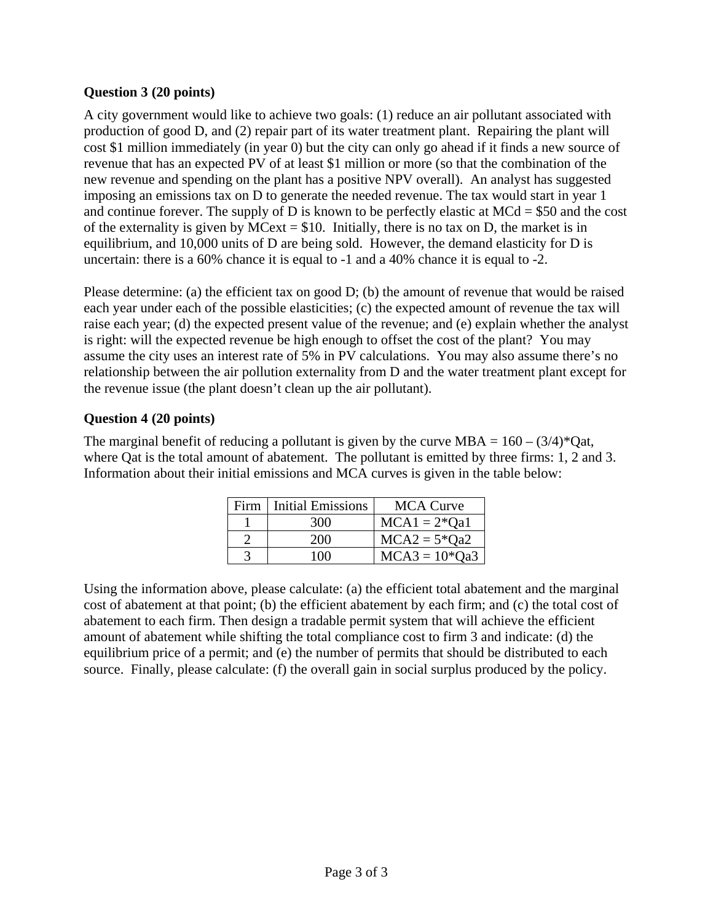**Question 3 (20 points)**

A city government would like to achieve two goals: (1) reduce an air pollutant associated with production of good D, and (2) repair part of its water treatment plant. Repairing the plant will cost $1 million immediately (in year 0) but the city can only go ahead if it finds a new source of revenue that has an expected PV of at least $1 million or more (so that the combination of the new revenue and spending on the plant has a positive NPV overall). An analyst has suggested imposing an emissions tax on D to generate the needed revenue. The tax would start in year 1 and continue forever. The supply of D is known to be perfectly elastic at MCd = $50 and the cost of the externality is given by MCext = $10. Initially, there is no tax on D, the market is in equilibrium, and 10,000 units of D are being sold. However, the demand elasticity for D is uncertain: there is a 60% chance it is equal to -1 and a 40% chance it is equal to -2.

Please determine: (a) the efficient tax on good D; (b) the amount of revenue that would be raised each year under each of the possible elasticities; (c) the expected amount of revenue the tax will raise each year; (d) the expected present value of the revenue; and (e) explain whether the analyst is right: will the expected revenue be high enough to offset the cost of the plant? You may assume the city uses an interest rate of 5% in PV calculations. You may also assume there's no relationship between the air pollution externality from D and the water treatment plant except for the revenue issue (the plant doesn't clean up the air pollutant).

**Question 4 (20 points)**

The marginal benefit of reducing a pollutant is given by the curve MBA = 160 – (3/4)*Qat, where Qat is the total amount of abatement. The pollutant is emitted by three firms: 1, 2 and 3. Information about their initial emissions and MCA curves is given in the table below:

| Firm | Initial Emissions | MCA Curve |
|---|---|---|
| 1 | 300 | MCA1 = 2*Qa1 |
| 2 | 200 | MCA2 = 5*Qa2 |
| 3 | 100 | MCA3 = 10*Qa3 |

Using the information above, please calculate: (a) the efficient total abatement and the marginal cost of abatement at that point; (b) the efficient abatement by each firm; and (c) the total cost of abatement to each firm. Then design a tradable permit system that will achieve the efficient amount of abatement while shifting the total compliance cost to firm 3 and indicate: (d) the equilibrium price of a permit; and (e) the number of permits that should be distributed to each source. Finally, please calculate: (f) the overall gain in social surplus produced by the policy.